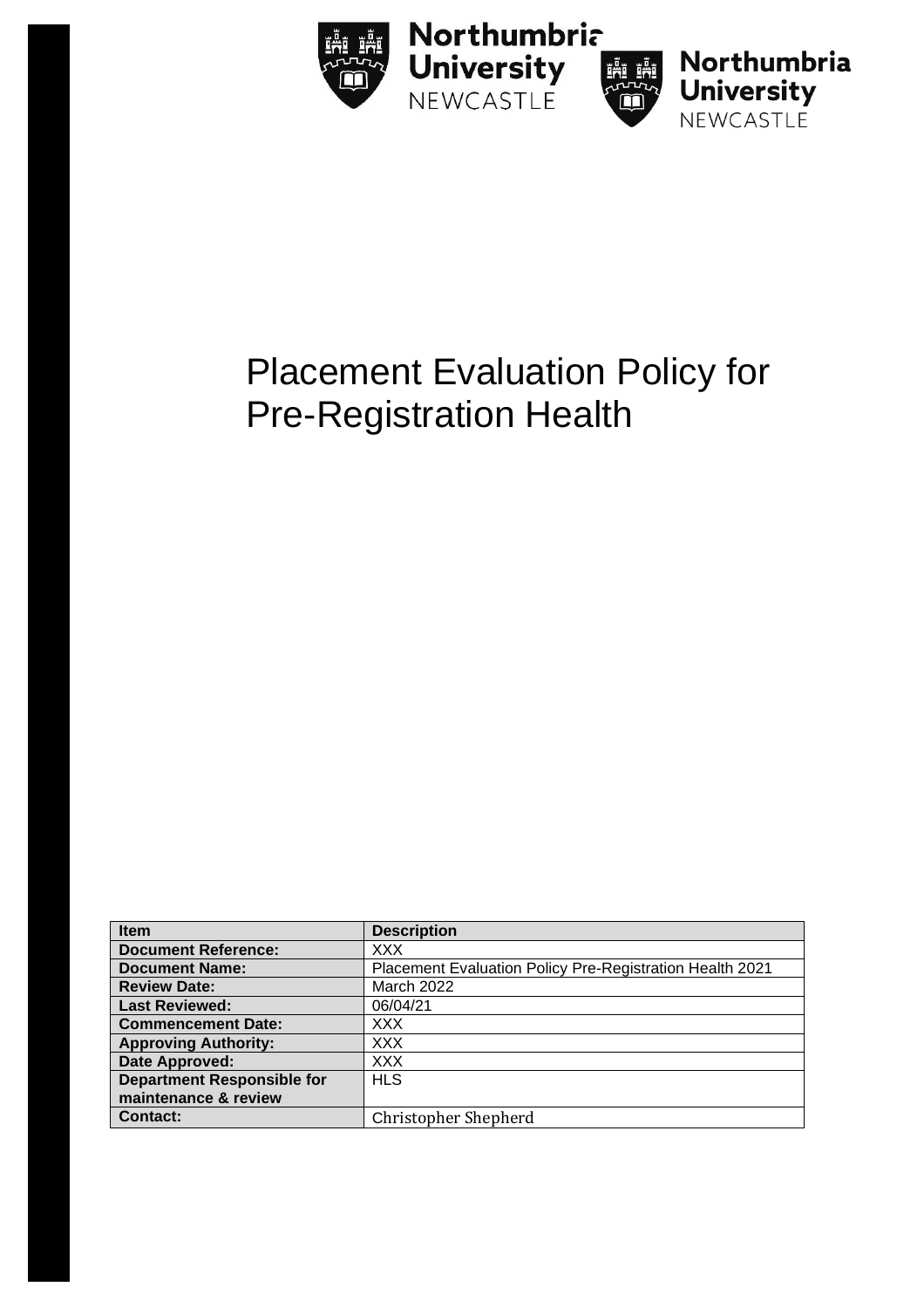Northumbria University NEWCASTLE

Northumbria University NEWCASTLE

# Placement Evaluation Policy for Pre-Registration Health

| Item | Description |
|---|---|
| **Document Reference:** | XXX |
| **Document Name:** | Placement Evaluation Policy Pre-Registration Health 2021 |
| **Review Date:** | March 2022 |
| **Last Reviewed:** | 06/04/21 |
| **Commencement Date:** | XXX |
| **Approving Authority:** | XXX |
| **Date Approved:** | XXX |
| **Department Responsible for maintenance & review** | HLS |
| **Contact:** | Christopher Shepherd |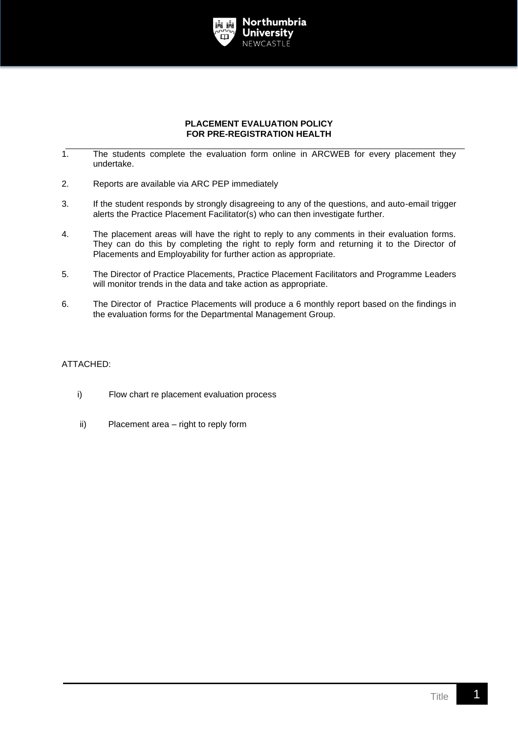**PLACEMENT EVALUATION POLICY**
**FOR PRE-REGISTRATION HEALTH**

1. The students complete the evaluation form online in ARCWEB for every placement they undertake.

2. Reports are available via ARC PEP immediately

3. If the student responds by strongly disagreeing to any of the questions, and auto-email trigger alerts the Practice Placement Facilitator(s) who can then investigate further.

4. The placement areas will have the right to reply to any comments in their evaluation forms. They can do this by completing the right to reply form and returning it to the Director of Placements and Employability for further action as appropriate.

5. The Director of Practice Placements, Practice Placement Facilitators and Programme Leaders will monitor trends in the data and take action as appropriate.

6. The Director of Practice Placements will produce a 6 monthly report based on the findings in the evaluation forms for the Departmental Management Group.

ATTACHED:

i) Flow chart re placement evaluation process

ii) Placement area – right to reply form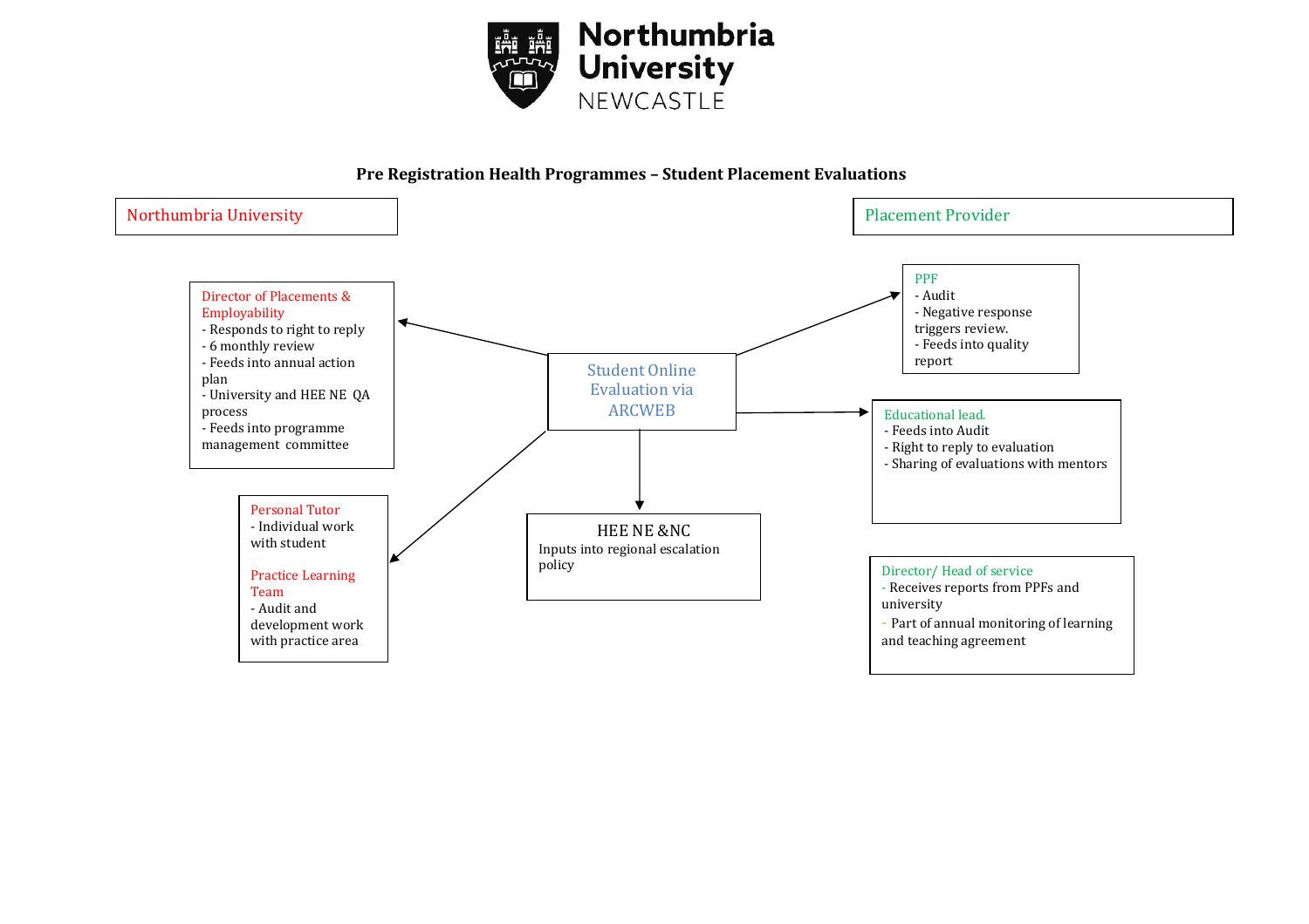**Pre Registration Health Programmes – Student Placement Evaluations**

## Northumbria University

**Student Online Evaluation via ARCWEB**

**Director of Placements & Employability**
- Responds to right to reply
- 6 monthly review
- Feeds into annual action plan
- University and HEE NE QA process
- Feeds into programme management committee

**Personal Tutor**
- Individual work with student

**Practice Learning Team**
- Audit and development work with practice area

**HEE NE &NC**

Inputs into regional escalation policy

## Placement Provider

**PPF**
- Audit
- Negative response triggers review.
- Feeds into quality report

**Educational lead.**
- Feeds into Audit
- Right to reply to evaluation
- Sharing of evaluations with mentors

**Director/ Head of service**
- Receives reports from PPFs and university
- Part of annual monitoring of learning and teaching agreement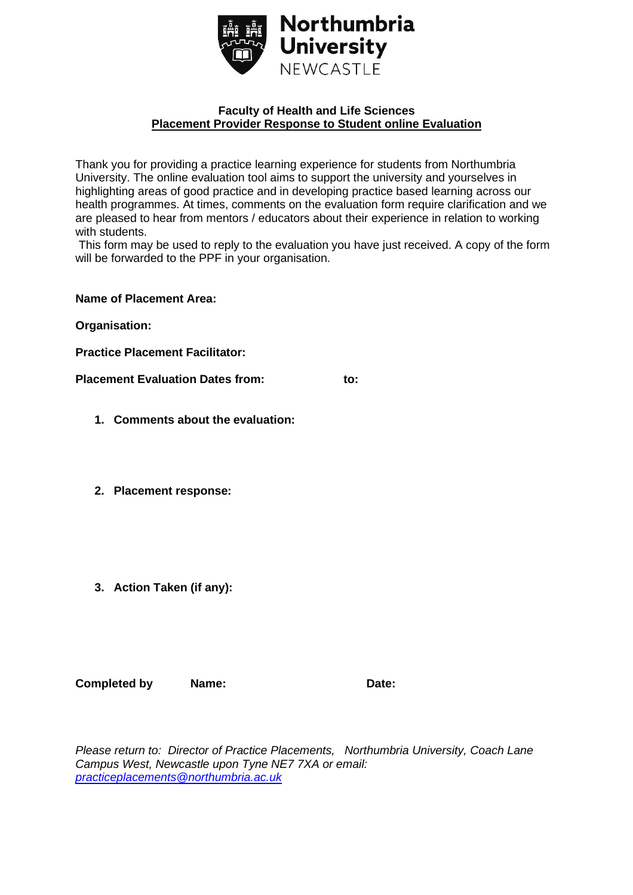**Northumbria University**
NEWCASTLE

**Faculty of Health and Life Sciences**
**Placement Provider Response to Student online Evaluation**

Thank you for providing a practice learning experience for students from Northumbria University. The online evaluation tool aims to support the university and yourselves in highlighting areas of good practice and in developing practice based learning across our health programmes. At times, comments on the evaluation form require clarification and we are pleased to hear from mentors / educators about their experience in relation to working with students.

This form may be used to reply to the evaluation you have just received. A copy of the form will be forwarded to the PPF in your organisation.

**Name of Placement Area:**

**Organisation:**

**Practice Placement Facilitator:**

**Placement Evaluation Dates from:** **to:**

1. **Comments about the evaluation:**

2. **Placement response:**

3. **Action Taken (if any):**

**Completed by** **Name:** **Date:**

*Please return to: Director of Practice Placements, Northumbria University, Coach Lane Campus West, Newcastle upon Tyne NE7 7XA or email: [practiceplacements@northumbria.ac.uk](mailto:practiceplacements@northumbria.ac.uk)*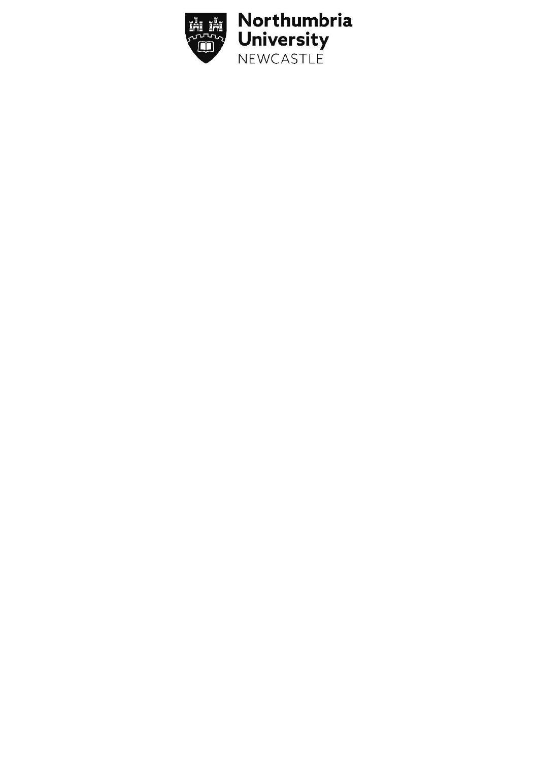Northumbria
University
NEWCASTLE